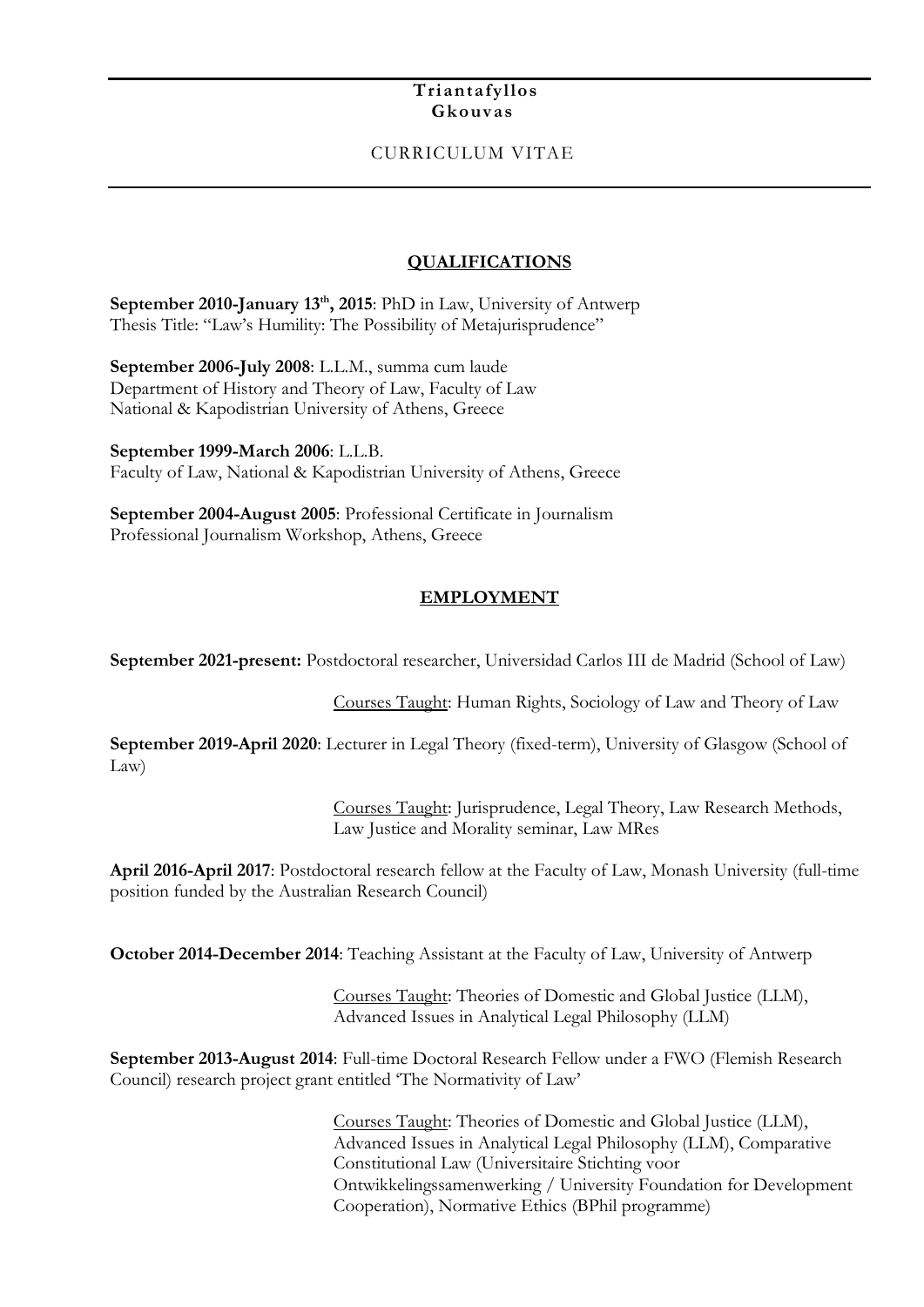# Triantafyllos Gkouvas

CURRICULUM VITAE

## QUALIFICATIONS

**September 2010-January 13th, 2015**: PhD in Law, University of Antwerp
Thesis Title: "Law's Humility: The Possibility of Metajurisprudence"

**September 2006-July 2008**: L.L.M., summa cum laude
Department of History and Theory of Law, Faculty of Law
National & Kapodistrian University of Athens, Greece

**September 1999-March 2006**: L.L.B.
Faculty of Law, National & Kapodistrian University of Athens, Greece

**September 2004-August 2005**: Professional Certificate in Journalism
Professional Journalism Workshop, Athens, Greece

## EMPLOYMENT

**September 2021-present:** Postdoctoral researcher, Universidad Carlos III de Madrid (School of Law)

Courses Taught: Human Rights, Sociology of Law and Theory of Law

**September 2019-April 2020**: Lecturer in Legal Theory (fixed-term), University of Glasgow (School of Law)

Courses Taught: Jurisprudence, Legal Theory, Law Research Methods, Law Justice and Morality seminar, Law MRes

**April 2016-April 2017**: Postdoctoral research fellow at the Faculty of Law, Monash University (full-time position funded by the Australian Research Council)

**October 2014-December 2014**: Teaching Assistant at the Faculty of Law, University of Antwerp

Courses Taught: Theories of Domestic and Global Justice (LLM), Advanced Issues in Analytical Legal Philosophy (LLM)

**September 2013-August 2014**: Full-time Doctoral Research Fellow under a FWO (Flemish Research Council) research project grant entitled 'The Normativity of Law'

Courses Taught: Theories of Domestic and Global Justice (LLM), Advanced Issues in Analytical Legal Philosophy (LLM), Comparative Constitutional Law (Universitaire Stichting voor Ontwikkelingssamenwerking / University Foundation for Development Cooperation), Normative Ethics (BPhil programme)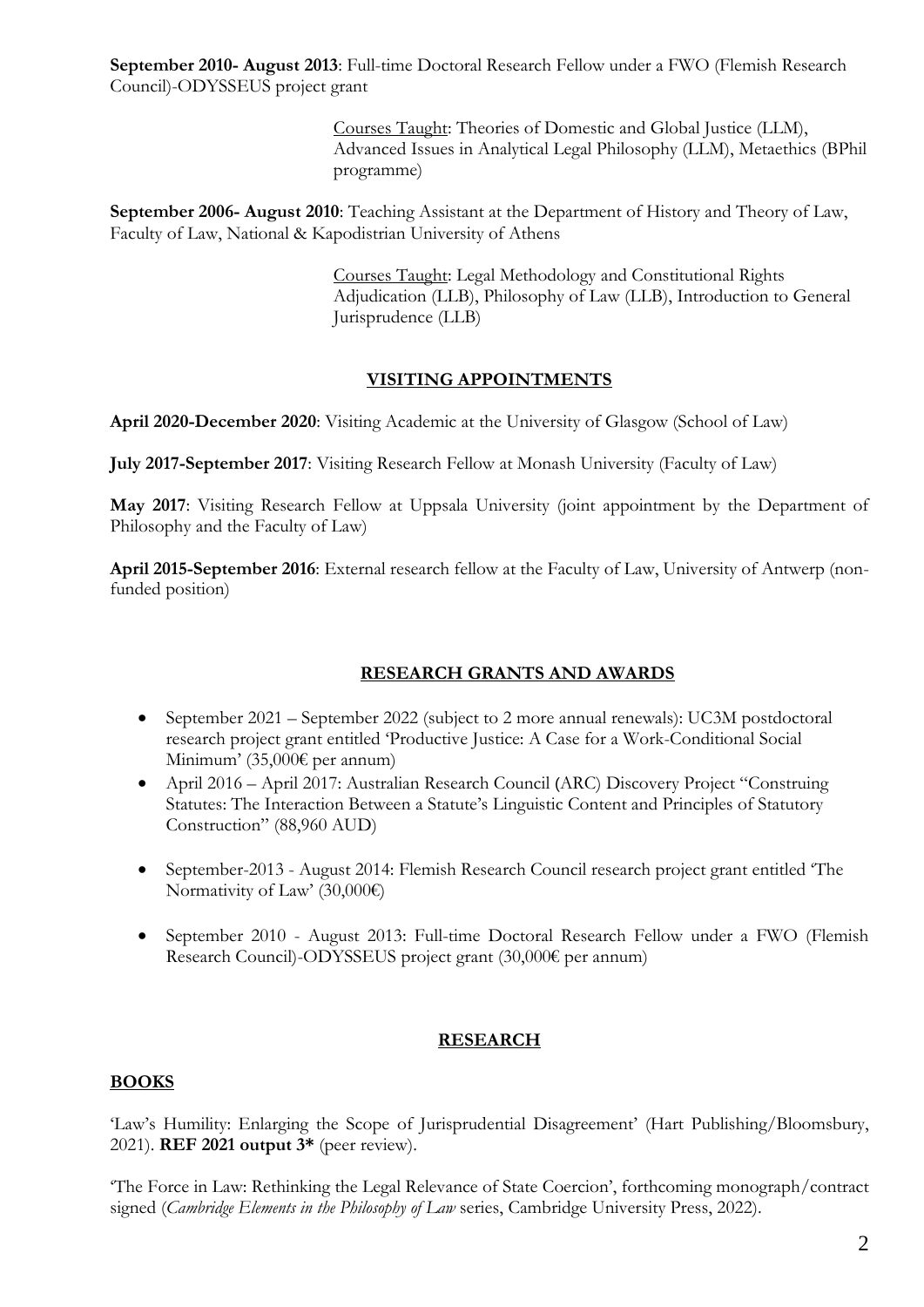**September 2010- August 2013**: Full-time Doctoral Research Fellow under a FWO (Flemish Research Council)-ODYSSEUS project grant

> Courses Taught: Theories of Domestic and Global Justice (LLM), Advanced Issues in Analytical Legal Philosophy (LLM), Metaethics (BPhil programme)

**September 2006- August 2010**: Teaching Assistant at the Department of History and Theory of Law, Faculty of Law, National & Kapodistrian University of Athens

> Courses Taught: Legal Methodology and Constitutional Rights Adjudication (LLB), Philosophy of Law (LLB), Introduction to General Jurisprudence (LLB)

## VISITING APPOINTMENTS

**April 2020-December 2020**: Visiting Academic at the University of Glasgow (School of Law)

**July 2017-September 2017**: Visiting Research Fellow at Monash University (Faculty of Law)

**May 2017**: Visiting Research Fellow at Uppsala University (joint appointment by the Department of Philosophy and the Faculty of Law)

**April 2015-September 2016**: External research fellow at the Faculty of Law, University of Antwerp (non-funded position)

## RESEARCH GRANTS AND AWARDS

- September 2021 – September 2022 (subject to 2 more annual renewals): UC3M postdoctoral research project grant entitled 'Productive Justice: A Case for a Work-Conditional Social Minimum' (35,000€ per annum)
- April 2016 – April 2017: Australian Research Council (ARC) Discovery Project "Construing Statutes: The Interaction Between a Statute's Linguistic Content and Principles of Statutory Construction" (88,960 AUD)
- September-2013 - August 2014: Flemish Research Council research project grant entitled 'The Normativity of Law' (30,000€)
- September 2010 - August 2013: Full-time Doctoral Research Fellow under a FWO (Flemish Research Council)-ODYSSEUS project grant (30,000€ per annum)

## RESEARCH

### BOOKS

'Law's Humility: Enlarging the Scope of Jurisprudential Disagreement' (Hart Publishing/Bloomsbury, 2021). **REF 2021 output 3*** (peer review).

'The Force in Law: Rethinking the Legal Relevance of State Coercion', forthcoming monograph/contract signed (*Cambridge Elements in the Philosophy of Law* series, Cambridge University Press, 2022).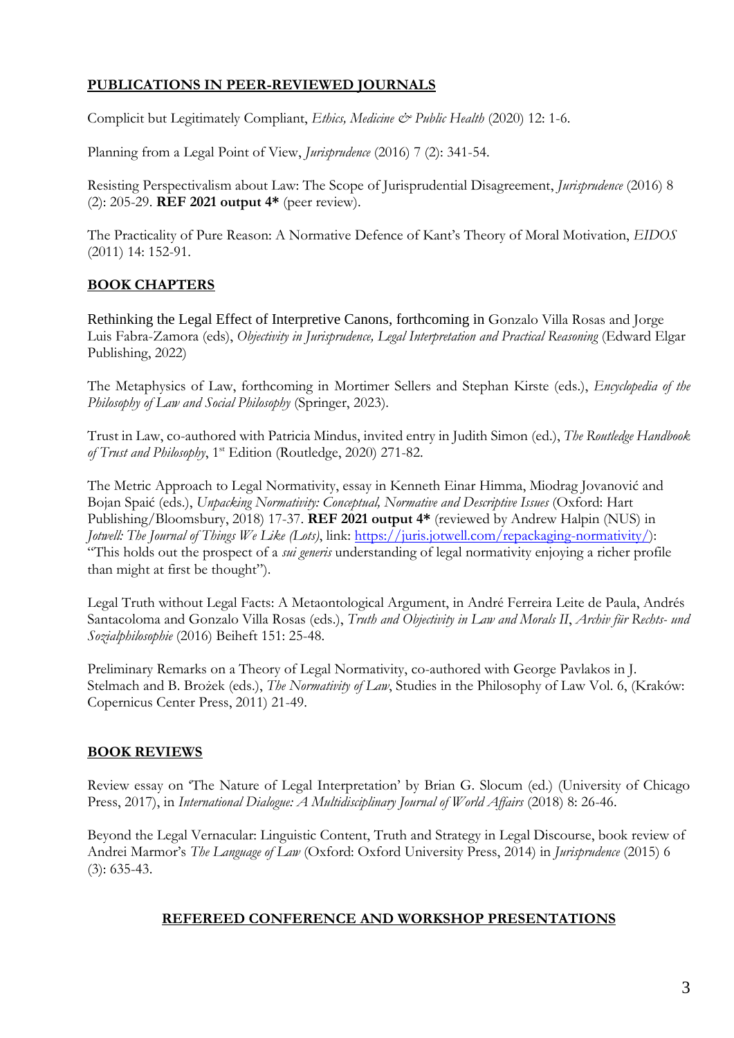## PUBLICATIONS IN PEER-REVIEWED JOURNALS

Complicit but Legitimately Compliant, *Ethics, Medicine & Public Health* (2020) 12: 1-6.

Planning from a Legal Point of View, *Jurisprudence* (2016) 7 (2): 341-54.

Resisting Perspectivalism about Law: The Scope of Jurisprudential Disagreement, *Jurisprudence* (2016) 8 (2): 205-29. **REF 2021 output 4*** (peer review).

The Practicality of Pure Reason: A Normative Defence of Kant's Theory of Moral Motivation, *EIDOS* (2011) 14: 152-91.

## BOOK CHAPTERS

Rethinking the Legal Effect of Interpretive Canons, forthcoming in Gonzalo Villa Rosas and Jorge Luis Fabra-Zamora (eds), *Objectivity in Jurisprudence, Legal Interpretation and Practical Reasoning* (Edward Elgar Publishing, 2022)

The Metaphysics of Law, forthcoming in Mortimer Sellers and Stephan Kirste (eds.), *Encyclopedia of the Philosophy of Law and Social Philosophy* (Springer, 2023).

Trust in Law, co-authored with Patricia Mindus, invited entry in Judith Simon (ed.), *The Routledge Handbook of Trust and Philosophy*, 1st Edition (Routledge, 2020) 271-82.

The Metric Approach to Legal Normativity, essay in Kenneth Einar Himma, Miodrag Jovanović and Bojan Spaić (eds.), *Unpacking Normativity: Conceptual, Normative and Descriptive Issues* (Oxford: Hart Publishing/Bloomsbury, 2018) 17-37. **REF 2021 output 4*** (reviewed by Andrew Halpin (NUS) in *Jotwell: The Journal of Things We Like (Lots)*, link: https://juris.jotwell.com/repackaging-normativity/): "This holds out the prospect of a *sui generis* understanding of legal normativity enjoying a richer profile than might at first be thought").

Legal Truth without Legal Facts: A Metaontological Argument, in André Ferreira Leite de Paula, Andrés Santacoloma and Gonzalo Villa Rosas (eds.), *Truth and Objectivity in Law and Morals II*, *Archiv für Rechts- und Sozialphilosophie* (2016) Beiheft 151: 25-48.

Preliminary Remarks on a Theory of Legal Normativity, co-authored with George Pavlakos in J. Stelmach and B. Brożek (eds.), *The Normativity of Law*, Studies in the Philosophy of Law Vol. 6, (Kraków: Copernicus Center Press, 2011) 21-49.

## BOOK REVIEWS

Review essay on 'The Nature of Legal Interpretation' by Brian G. Slocum (ed.) (University of Chicago Press, 2017), in *International Dialogue: A Multidisciplinary Journal of World Affairs* (2018) 8: 26-46.

Beyond the Legal Vernacular: Linguistic Content, Truth and Strategy in Legal Discourse, book review of Andrei Marmor's *The Language of Law* (Oxford: Oxford University Press, 2014) in *Jurisprudence* (2015) 6 (3): 635-43.

## REFEREED CONFERENCE AND WORKSHOP PRESENTATIONS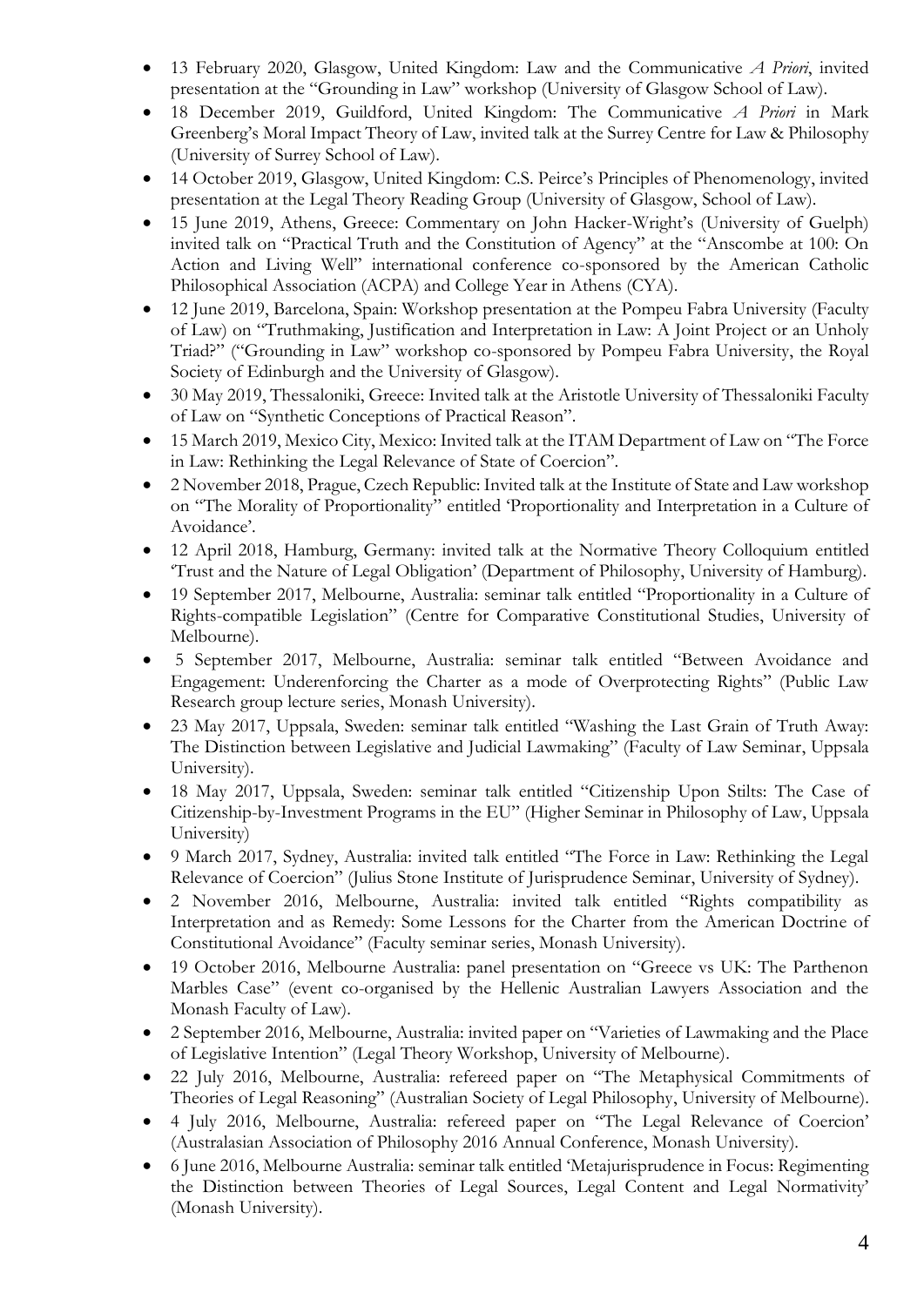- 13 February 2020, Glasgow, United Kingdom: Law and the Communicative *A Priori*, invited presentation at the "Grounding in Law" workshop (University of Glasgow School of Law).
- 18 December 2019, Guildford, United Kingdom: The Communicative *A Priori* in Mark Greenberg's Moral Impact Theory of Law, invited talk at the Surrey Centre for Law & Philosophy (University of Surrey School of Law).
- 14 October 2019, Glasgow, United Kingdom: C.S. Peirce's Principles of Phenomenology, invited presentation at the Legal Theory Reading Group (University of Glasgow, School of Law).
- 15 June 2019, Athens, Greece: Commentary on John Hacker-Wright's (University of Guelph) invited talk on "Practical Truth and the Constitution of Agency" at the "Anscombe at 100: On Action and Living Well" international conference co-sponsored by the American Catholic Philosophical Association (ACPA) and College Year in Athens (CYA).
- 12 June 2019, Barcelona, Spain: Workshop presentation at the Pompeu Fabra University (Faculty of Law) on "Truthmaking, Justification and Interpretation in Law: A Joint Project or an Unholy Triad?" ("Grounding in Law" workshop co-sponsored by Pompeu Fabra University, the Royal Society of Edinburgh and the University of Glasgow).
- 30 May 2019, Thessaloniki, Greece: Invited talk at the Aristotle University of Thessaloniki Faculty of Law on "Synthetic Conceptions of Practical Reason".
- 15 March 2019, Mexico City, Mexico: Invited talk at the ITAM Department of Law on "The Force in Law: Rethinking the Legal Relevance of State of Coercion".
- 2 November 2018, Prague, Czech Republic: Invited talk at the Institute of State and Law workshop on "The Morality of Proportionality" entitled 'Proportionality and Interpretation in a Culture of Avoidance'.
- 12 April 2018, Hamburg, Germany: invited talk at the Normative Theory Colloquium entitled 'Trust and the Nature of Legal Obligation' (Department of Philosophy, University of Hamburg).
- 19 September 2017, Melbourne, Australia: seminar talk entitled "Proportionality in a Culture of Rights-compatible Legislation" (Centre for Comparative Constitutional Studies, University of Melbourne).
- 5 September 2017, Melbourne, Australia: seminar talk entitled "Between Avoidance and Engagement: Underenforcing the Charter as a mode of Overprotecting Rights" (Public Law Research group lecture series, Monash University).
- 23 May 2017, Uppsala, Sweden: seminar talk entitled "Washing the Last Grain of Truth Away: The Distinction between Legislative and Judicial Lawmaking" (Faculty of Law Seminar, Uppsala University).
- 18 May 2017, Uppsala, Sweden: seminar talk entitled "Citizenship Upon Stilts: The Case of Citizenship-by-Investment Programs in the EU" (Higher Seminar in Philosophy of Law, Uppsala University)
- 9 March 2017, Sydney, Australia: invited talk entitled "The Force in Law: Rethinking the Legal Relevance of Coercion" (Julius Stone Institute of Jurisprudence Seminar, University of Sydney).
- 2 November 2016, Melbourne, Australia: invited talk entitled "Rights compatibility as Interpretation and as Remedy: Some Lessons for the Charter from the American Doctrine of Constitutional Avoidance" (Faculty seminar series, Monash University).
- 19 October 2016, Melbourne Australia: panel presentation on "Greece vs UK: The Parthenon Marbles Case" (event co-organised by the Hellenic Australian Lawyers Association and the Monash Faculty of Law).
- 2 September 2016, Melbourne, Australia: invited paper on "Varieties of Lawmaking and the Place of Legislative Intention" (Legal Theory Workshop, University of Melbourne).
- 22 July 2016, Melbourne, Australia: refereed paper on "The Metaphysical Commitments of Theories of Legal Reasoning" (Australian Society of Legal Philosophy, University of Melbourne).
- 4 July 2016, Melbourne, Australia: refereed paper on "The Legal Relevance of Coercion' (Australasian Association of Philosophy 2016 Annual Conference, Monash University).
- 6 June 2016, Melbourne Australia: seminar talk entitled 'Metajurisprudence in Focus: Regimenting the Distinction between Theories of Legal Sources, Legal Content and Legal Normativity' (Monash University).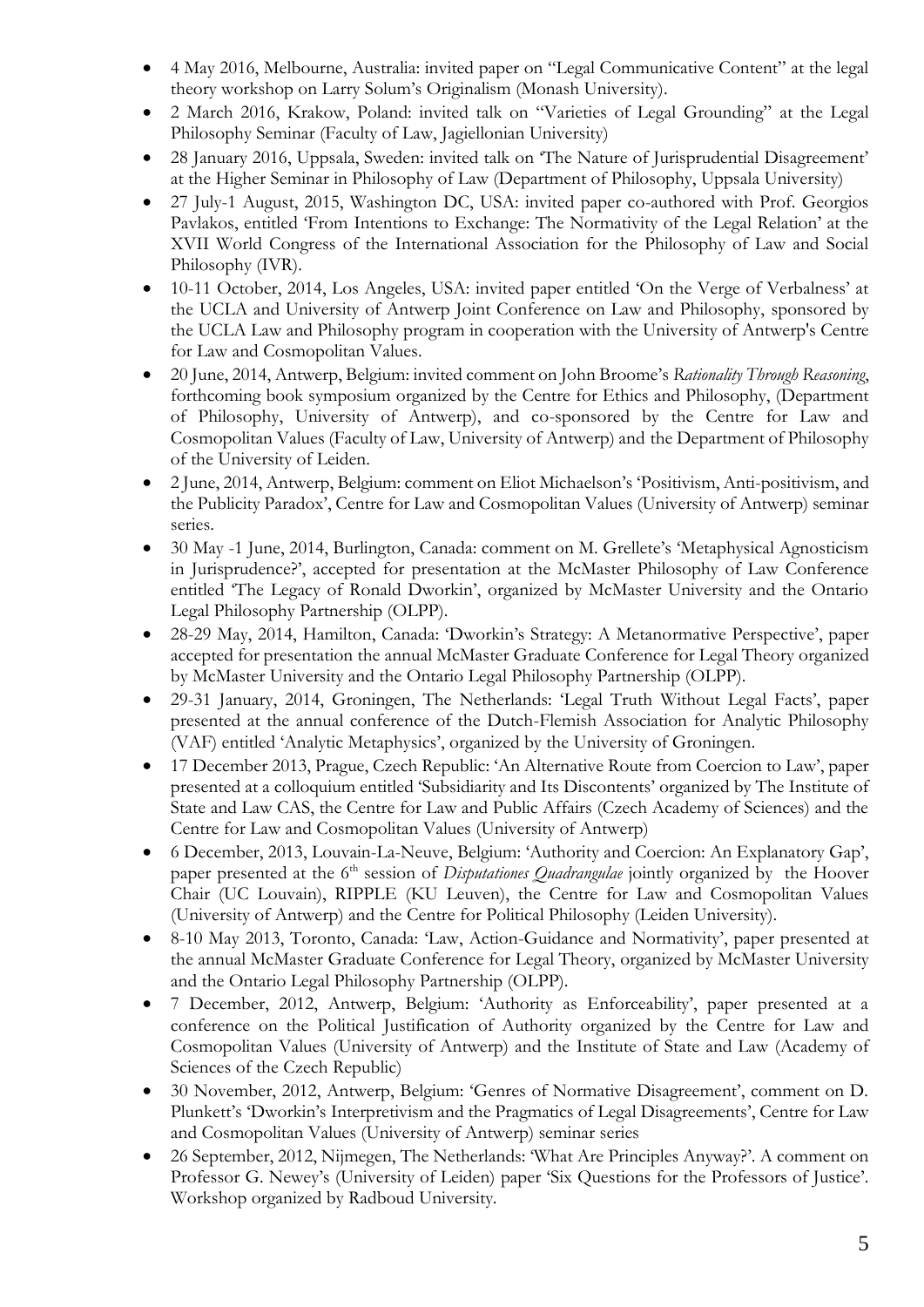- 4 May 2016, Melbourne, Australia: invited paper on "Legal Communicative Content" at the legal theory workshop on Larry Solum's Originalism (Monash University).
- 2 March 2016, Krakow, Poland: invited talk on "Varieties of Legal Grounding" at the Legal Philosophy Seminar (Faculty of Law, Jagiellonian University)
- 28 January 2016, Uppsala, Sweden: invited talk on 'The Nature of Jurisprudential Disagreement' at the Higher Seminar in Philosophy of Law (Department of Philosophy, Uppsala University)
- 27 July-1 August, 2015, Washington DC, USA: invited paper co-authored with Prof. Georgios Pavlakos, entitled 'From Intentions to Exchange: The Normativity of the Legal Relation' at the XVII World Congress of the International Association for the Philosophy of Law and Social Philosophy (IVR).
- 10-11 October, 2014, Los Angeles, USA: invited paper entitled 'On the Verge of Verbalness' at the UCLA and University of Antwerp Joint Conference on Law and Philosophy, sponsored by the UCLA Law and Philosophy program in cooperation with the University of Antwerp's Centre for Law and Cosmopolitan Values.
- 20 June, 2014, Antwerp, Belgium: invited comment on John Broome's *Rationality Through Reasoning*, forthcoming book symposium organized by the Centre for Ethics and Philosophy, (Department of Philosophy, University of Antwerp), and co-sponsored by the Centre for Law and Cosmopolitan Values (Faculty of Law, University of Antwerp) and the Department of Philosophy of the University of Leiden.
- 2 June, 2014, Antwerp, Belgium: comment on Eliot Michaelson's 'Positivism, Anti-positivism, and the Publicity Paradox', Centre for Law and Cosmopolitan Values (University of Antwerp) seminar series.
- 30 May -1 June, 2014, Burlington, Canada: comment on M. Grellete's 'Metaphysical Agnosticism in Jurisprudence?', accepted for presentation at the McMaster Philosophy of Law Conference entitled 'The Legacy of Ronald Dworkin', organized by McMaster University and the Ontario Legal Philosophy Partnership (OLPP).
- 28-29 May, 2014, Hamilton, Canada: 'Dworkin's Strategy: A Metanormative Perspective', paper accepted for presentation the annual McMaster Graduate Conference for Legal Theory organized by McMaster University and the Ontario Legal Philosophy Partnership (OLPP).
- 29-31 January, 2014, Groningen, The Netherlands: 'Legal Truth Without Legal Facts', paper presented at the annual conference of the Dutch-Flemish Association for Analytic Philosophy (VAF) entitled 'Analytic Metaphysics', organized by the University of Groningen.
- 17 December 2013, Prague, Czech Republic: 'An Alternative Route from Coercion to Law', paper presented at a colloquium entitled 'Subsidiarity and Its Discontents' organized by The Institute of State and Law CAS, the Centre for Law and Public Affairs (Czech Academy of Sciences) and the Centre for Law and Cosmopolitan Values (University of Antwerp)
- 6 December, 2013, Louvain-La-Neuve, Belgium: 'Authority and Coercion: An Explanatory Gap', paper presented at the 6th session of *Disputationes Quadrangulae* jointly organized by the Hoover Chair (UC Louvain), RIPPLE (KU Leuven), the Centre for Law and Cosmopolitan Values (University of Antwerp) and the Centre for Political Philosophy (Leiden University).
- 8-10 May 2013, Toronto, Canada: 'Law, Action-Guidance and Normativity', paper presented at the annual McMaster Graduate Conference for Legal Theory, organized by McMaster University and the Ontario Legal Philosophy Partnership (OLPP).
- 7 December, 2012, Antwerp, Belgium: 'Authority as Enforceability', paper presented at a conference on the Political Justification of Authority organized by the Centre for Law and Cosmopolitan Values (University of Antwerp) and the Institute of State and Law (Academy of Sciences of the Czech Republic)
- 30 November, 2012, Antwerp, Belgium: 'Genres of Normative Disagreement', comment on D. Plunkett's 'Dworkin's Interpretivism and the Pragmatics of Legal Disagreements', Centre for Law and Cosmopolitan Values (University of Antwerp) seminar series
- 26 September, 2012, Nijmegen, The Netherlands: 'What Are Principles Anyway?'. A comment on Professor G. Newey's (University of Leiden) paper 'Six Questions for the Professors of Justice'. Workshop organized by Radboud University.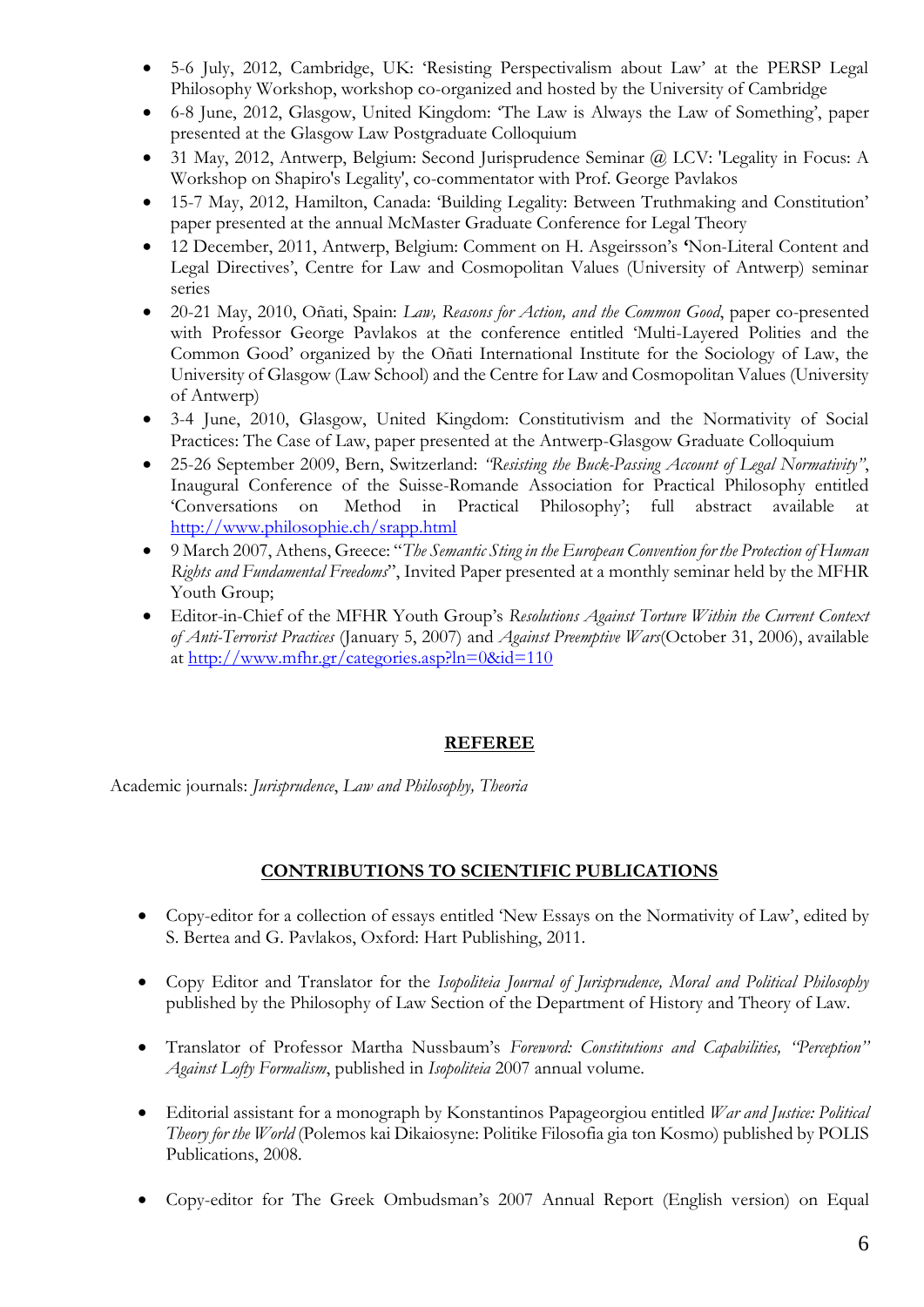- 5-6 July, 2012, Cambridge, UK: 'Resisting Perspectivalism about Law' at the PERSP Legal Philosophy Workshop, workshop co-organized and hosted by the University of Cambridge
- 6-8 June, 2012, Glasgow, United Kingdom: 'The Law is Always the Law of Something', paper presented at the Glasgow Law Postgraduate Colloquium
- 31 May, 2012, Antwerp, Belgium: Second Jurisprudence Seminar @ LCV: 'Legality in Focus: A Workshop on Shapiro's Legality', co-commentator with Prof. George Pavlakos
- 15-7 May, 2012, Hamilton, Canada: 'Building Legality: Between Truthmaking and Constitution' paper presented at the annual McMaster Graduate Conference for Legal Theory
- 12 December, 2011, Antwerp, Belgium: Comment on H. Asgeirsson's **'**Non-Literal Content and Legal Directives', Centre for Law and Cosmopolitan Values (University of Antwerp) seminar series
- 20-21 May, 2010, Oñati, Spain: *Law, Reasons for Action, and the Common Good*, paper co-presented with Professor George Pavlakos at the conference entitled 'Multi-Layered Polities and the Common Good' organized by the Oñati International Institute for the Sociology of Law, the University of Glasgow (Law School) and the Centre for Law and Cosmopolitan Values (University of Antwerp)
- 3-4 June, 2010, Glasgow, United Kingdom: Constitutivism and the Normativity of Social Practices: The Case of Law, paper presented at the Antwerp-Glasgow Graduate Colloquium
- 25-26 September 2009, Bern, Switzerland: *"Resisting the Buck-Passing Account of Legal Normativity"*, Inaugural Conference of the Suisse-Romande Association for Practical Philosophy entitled 'Conversations on Method in Practical Philosophy'; full abstract available at http://www.philosophie.ch/srapp.html
- 9 March 2007, Athens, Greece: "*The Semantic Sting in the European Convention for the Protection of Human Rights and Fundamental Freedoms*", Invited Paper presented at a monthly seminar held by the MFHR Youth Group;
- Editor-in-Chief of the MFHR Youth Group's *Resolutions Against Torture Within the Current Context of Anti-Terrorist Practices* (January 5, 2007) and *Against Preemptive Wars*(October 31, 2006), available at http://www.mfhr.gr/categories.asp?ln=0&id=110

## REFEREE

Academic journals: *Jurisprudence*, *Law and Philosophy, Theoria*

## CONTRIBUTIONS TO SCIENTIFIC PUBLICATIONS

- Copy-editor for a collection of essays entitled 'New Essays on the Normativity of Law', edited by S. Bertea and G. Pavlakos, Oxford: Hart Publishing, 2011.

- Copy Editor and Translator for the *Isopoliteia Journal of Jurisprudence, Moral and Political Philosophy* published by the Philosophy of Law Section of the Department of History and Theory of Law.

- Translator of Professor Martha Nussbaum's *Foreword: Constitutions and Capabilities, "Perception" Against Lofty Formalism*, published in *Isopoliteia* 2007 annual volume.

- Editorial assistant for a monograph by Konstantinos Papageorgiou entitled *War and Justice: Political Theory for the World* (Polemos kai Dikaiosyne: Politike Filosofia gia ton Kosmo) published by POLIS Publications, 2008.

- Copy-editor for The Greek Ombudsman's 2007 Annual Report (English version) on Equal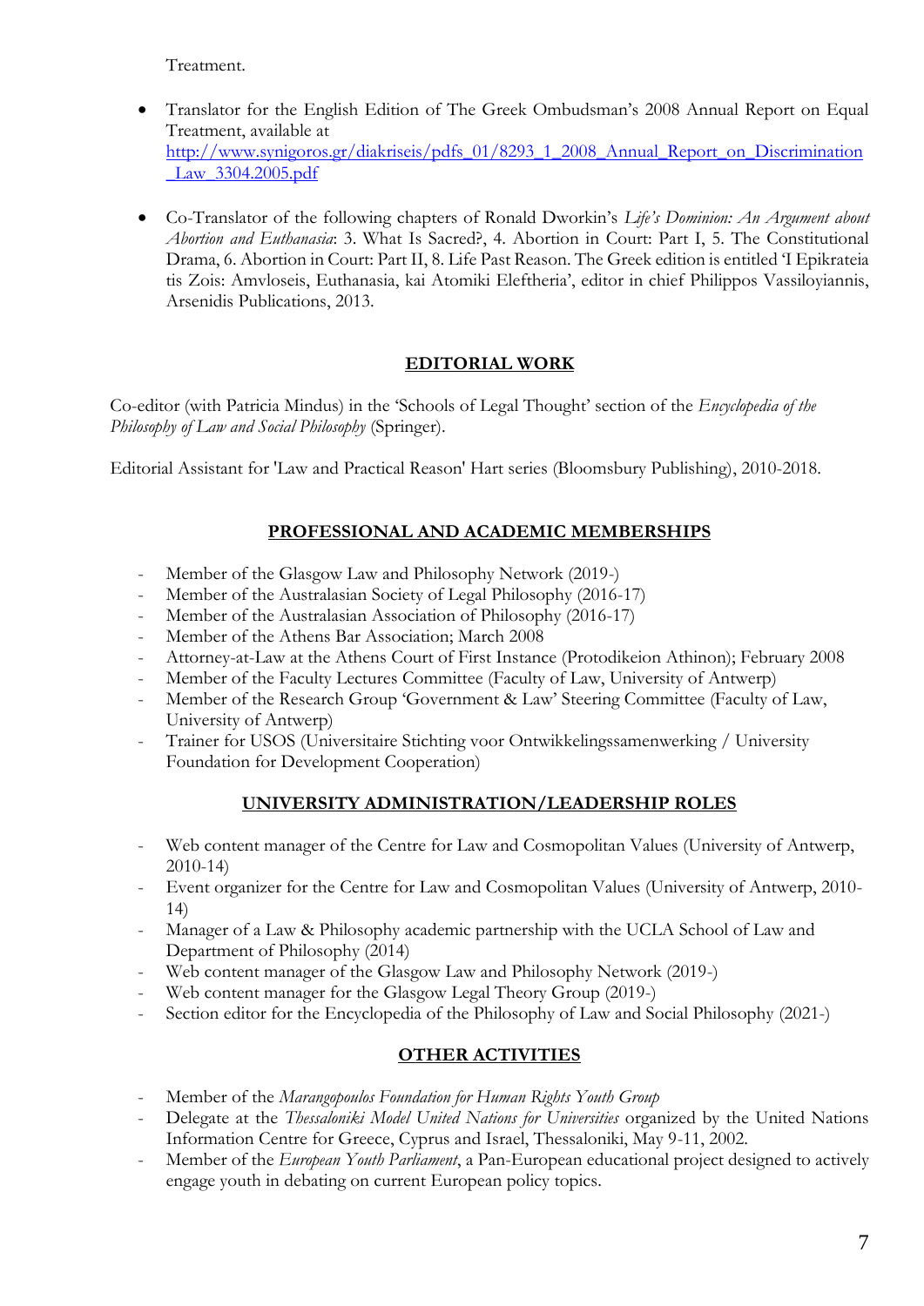Treatment.

- Translator for the English Edition of The Greek Ombudsman's 2008 Annual Report on Equal Treatment, available at [http://www.synigoros.gr/diakriseis/pdfs_01/8293_1_2008_Annual_Report_on_Discrimination_Law_3304.2005.pdf](http://www.synigoros.gr/diakriseis/pdfs_01/8293_1_2008_Annual_Report_on_Discrimination_Law_3304.2005.pdf)

- Co-Translator of the following chapters of Ronald Dworkin's *Life's Dominion: An Argument about Abortion and Euthanasia*: 3. What Is Sacred?, 4. Abortion in Court: Part I, 5. The Constitutional Drama, 6. Abortion in Court: Part II, 8. Life Past Reason. The Greek edition is entitled 'I Epikrateia tis Zois: Amvloseis, Euthanasia, kai Atomiki Eleftheria', editor in chief Philippos Vassiloyiannis, Arsenidis Publications, 2013.

## EDITORIAL WORK

Co-editor (with Patricia Mindus) in the 'Schools of Legal Thought' section of the *Encyclopedia of the Philosophy of Law and Social Philosophy* (Springer).

Editorial Assistant for 'Law and Practical Reason' Hart series (Bloomsbury Publishing), 2010-2018.

## PROFESSIONAL AND ACADEMIC MEMBERSHIPS

- Member of the Glasgow Law and Philosophy Network (2019-)
- Member of the Australasian Society of Legal Philosophy (2016-17)
- Member of the Australasian Association of Philosophy (2016-17)
- Member of the Athens Bar Association; March 2008
- Attorney-at-Law at the Athens Court of First Instance (Protodikeion Athinon); February 2008
- Member of the Faculty Lectures Committee (Faculty of Law, University of Antwerp)
- Member of the Research Group 'Government & Law' Steering Committee (Faculty of Law, University of Antwerp)
- Trainer for USOS (Universitaire Stichting voor Ontwikkelingssamenwerking / University Foundation for Development Cooperation)

## UNIVERSITY ADMINISTRATION/LEADERSHIP ROLES

- Web content manager of the Centre for Law and Cosmopolitan Values (University of Antwerp, 2010-14)
- Event organizer for the Centre for Law and Cosmopolitan Values (University of Antwerp, 2010-14)
- Manager of a Law & Philosophy academic partnership with the UCLA School of Law and Department of Philosophy (2014)
- Web content manager of the Glasgow Law and Philosophy Network (2019-)
- Web content manager for the Glasgow Legal Theory Group (2019-)
- Section editor for the Encyclopedia of the Philosophy of Law and Social Philosophy (2021-)

## OTHER ACTIVITIES

- Member of the *Marangopoulos Foundation for Human Rights Youth Group*
- Delegate at the *Thessaloniki Model United Nations for Universities* organized by the United Nations Information Centre for Greece, Cyprus and Israel, Thessaloniki, May 9-11, 2002.
- Member of the *European Youth Parliament*, a Pan-European educational project designed to actively engage youth in debating on current European policy topics.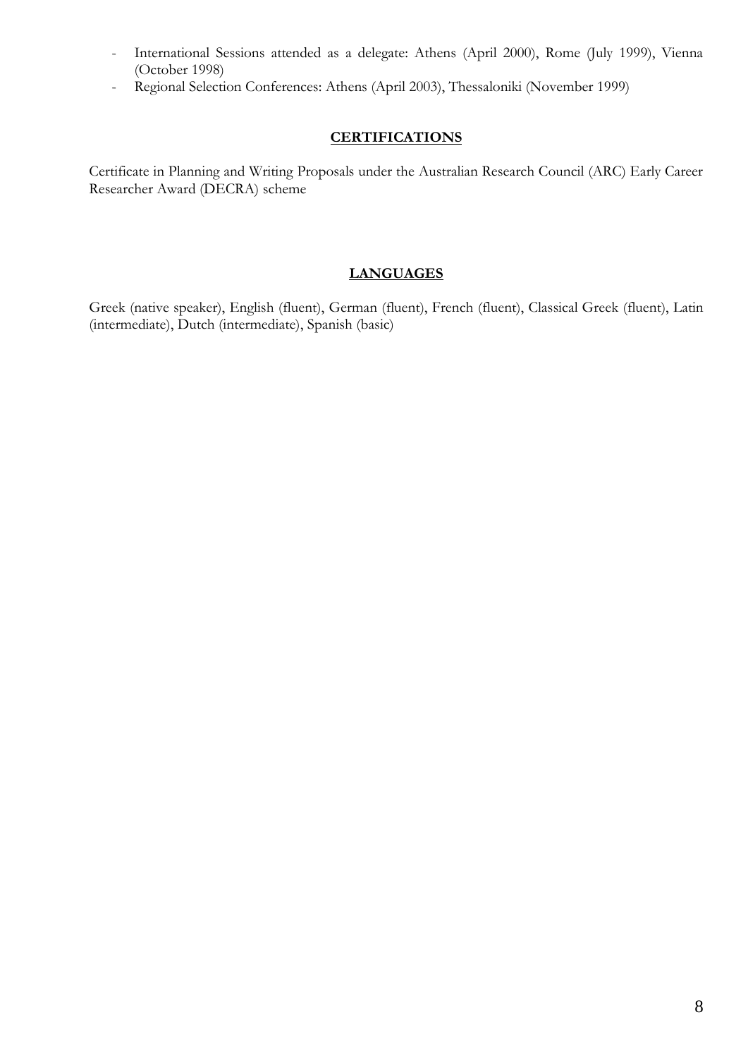- International Sessions attended as a delegate: Athens (April 2000), Rome (July 1999), Vienna (October 1998)
- Regional Selection Conferences: Athens (April 2003), Thessaloniki (November 1999)

## CERTIFICATIONS

Certificate in Planning and Writing Proposals under the Australian Research Council (ARC) Early Career Researcher Award (DECRA) scheme

## LANGUAGES

Greek (native speaker), English (fluent), German (fluent), French (fluent), Classical Greek (fluent), Latin (intermediate), Dutch (intermediate), Spanish (basic)